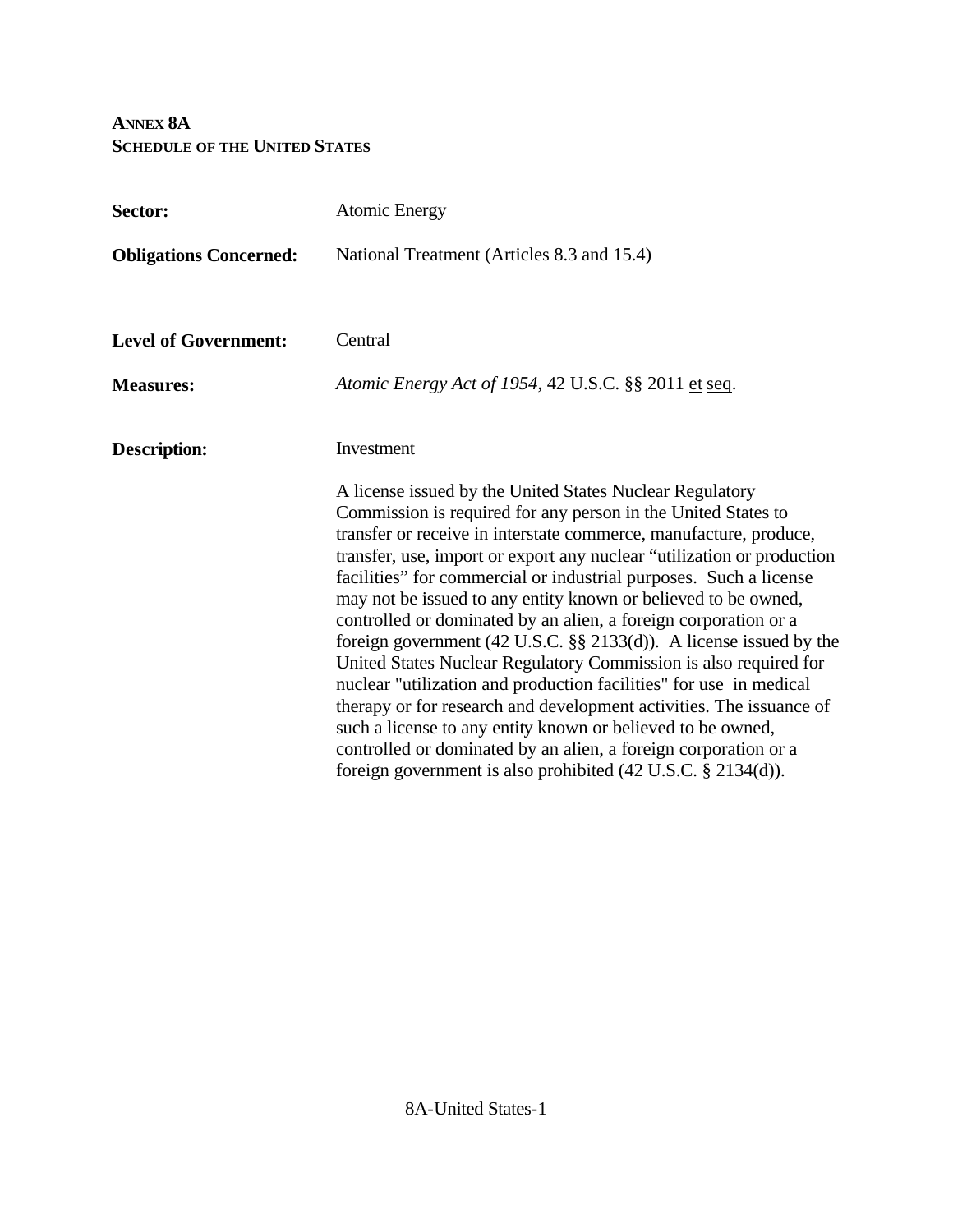**ANNEX 8A**
**SCHEDULE OF THE UNITED STATES**

**Sector:** Atomic Energy

**Obligations Concerned:** National Treatment (Articles 8.3 and 15.4)

**Level of Government:** Central

**Measures:** *Atomic Energy Act of 1954*, 42 U.S.C. §§ 2011 et seq.

**Description:** Investment

A license issued by the United States Nuclear Regulatory Commission is required for any person in the United States to transfer or receive in interstate commerce, manufacture, produce, transfer, use, import or export any nuclear "utilization or production facilities" for commercial or industrial purposes. Such a license may not be issued to any entity known or believed to be owned, controlled or dominated by an alien, a foreign corporation or a foreign government (42 U.S.C. §§ 2133(d)). A license issued by the United States Nuclear Regulatory Commission is also required for nuclear "utilization and production facilities" for use in medical therapy or for research and development activities. The issuance of such a license to any entity known or believed to be owned, controlled or dominated by an alien, a foreign corporation or a foreign government is also prohibited (42 U.S.C. § 2134(d)).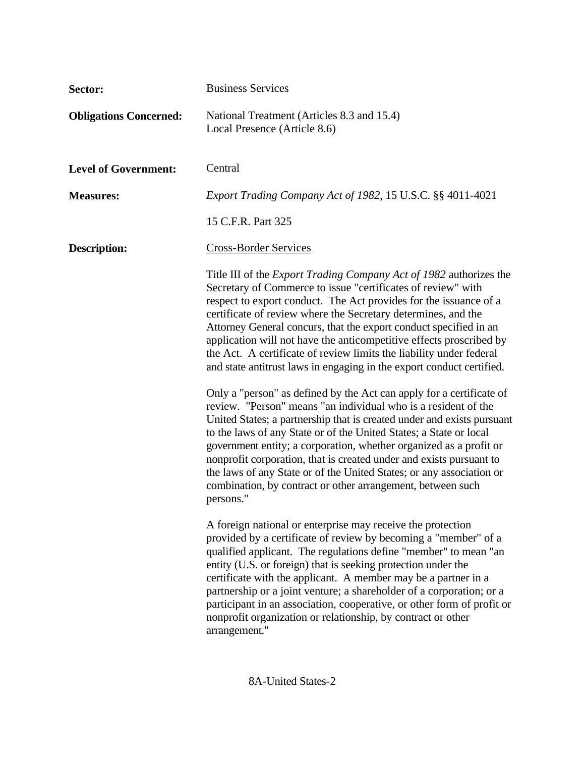**Sector:** Business Services

**Obligations Concerned:** National Treatment (Articles 8.3 and 15.4)
Local Presence (Article 8.6)

**Level of Government:** Central

**Measures:** *Export Trading Company Act of 1982*, 15 U.S.C. §§ 4011-4021

15 C.F.R. Part 325

**Description:** Cross-Border Services

Title III of the *Export Trading Company Act of 1982* authorizes the Secretary of Commerce to issue "certificates of review" with respect to export conduct. The Act provides for the issuance of a certificate of review where the Secretary determines, and the Attorney General concurs, that the export conduct specified in an application will not have the anticompetitive effects proscribed by the Act. A certificate of review limits the liability under federal and state antitrust laws in engaging in the export conduct certified.

Only a "person" as defined by the Act can apply for a certificate of review. "Person" means "an individual who is a resident of the United States; a partnership that is created under and exists pursuant to the laws of any State or of the United States; a State or local government entity; a corporation, whether organized as a profit or nonprofit corporation, that is created under and exists pursuant to the laws of any State or of the United States; or any association or combination, by contract or other arrangement, between such persons."

A foreign national or enterprise may receive the protection provided by a certificate of review by becoming a "member" of a qualified applicant. The regulations define "member" to mean "an entity (U.S. or foreign) that is seeking protection under the certificate with the applicant. A member may be a partner in a partnership or a joint venture; a shareholder of a corporation; or a participant in an association, cooperative, or other form of profit or nonprofit organization or relationship, by contract or other arrangement."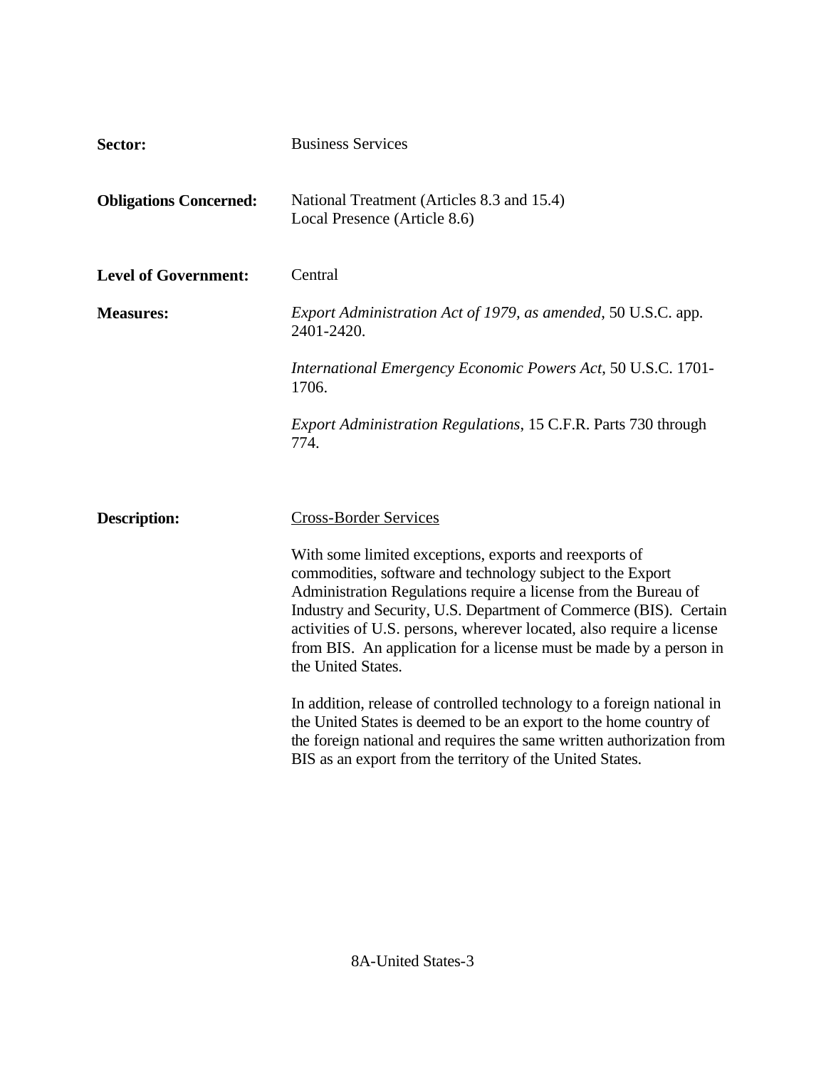**Sector:** Business Services

**Obligations Concerned:** National Treatment (Articles 8.3 and 15.4)
Local Presence (Article 8.6)

**Level of Government:** Central

**Measures:** *Export Administration Act of 1979, as amended*, 50 U.S.C. app. 2401-2420.

*International Emergency Economic Powers Act*, 50 U.S.C. 1701-1706.

*Export Administration Regulations*, 15 C.F.R. Parts 730 through 774.

**Description:** Cross-Border Services

With some limited exceptions, exports and reexports of commodities, software and technology subject to the Export Administration Regulations require a license from the Bureau of Industry and Security, U.S. Department of Commerce (BIS). Certain activities of U.S. persons, wherever located, also require a license from BIS. An application for a license must be made by a person in the United States.

In addition, release of controlled technology to a foreign national in the United States is deemed to be an export to the home country of the foreign national and requires the same written authorization from BIS as an export from the territory of the United States.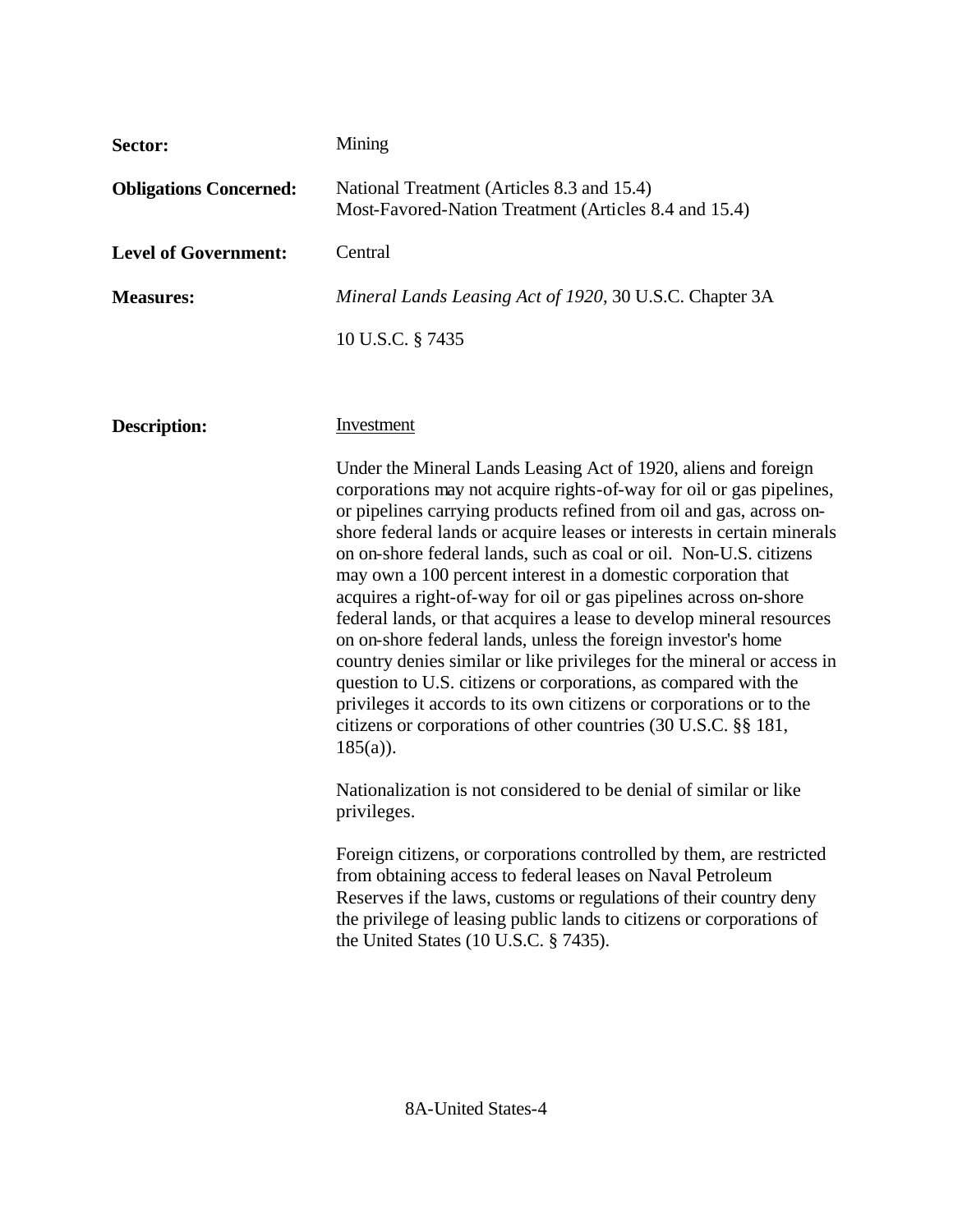**Sector:** Mining

**Obligations Concerned:** National Treatment (Articles 8.3 and 15.4)
Most-Favored-Nation Treatment (Articles 8.4 and 15.4)

**Level of Government:** Central

**Measures:** *Mineral Lands Leasing Act of 1920*, 30 U.S.C. Chapter 3A

10 U.S.C. § 7435

**Description:** Investment

Under the Mineral Lands Leasing Act of 1920, aliens and foreign corporations may not acquire rights-of-way for oil or gas pipelines, or pipelines carrying products refined from oil and gas, across on-shore federal lands or acquire leases or interests in certain minerals on on-shore federal lands, such as coal or oil. Non-U.S. citizens may own a 100 percent interest in a domestic corporation that acquires a right-of-way for oil or gas pipelines across on-shore federal lands, or that acquires a lease to develop mineral resources on on-shore federal lands, unless the foreign investor's home country denies similar or like privileges for the mineral or access in question to U.S. citizens or corporations, as compared with the privileges it accords to its own citizens or corporations or to the citizens or corporations of other countries (30 U.S.C. §§ 181, 185(a)).

Nationalization is not considered to be denial of similar or like privileges.

Foreign citizens, or corporations controlled by them, are restricted from obtaining access to federal leases on Naval Petroleum Reserves if the laws, customs or regulations of their country deny the privilege of leasing public lands to citizens or corporations of the United States (10 U.S.C. § 7435).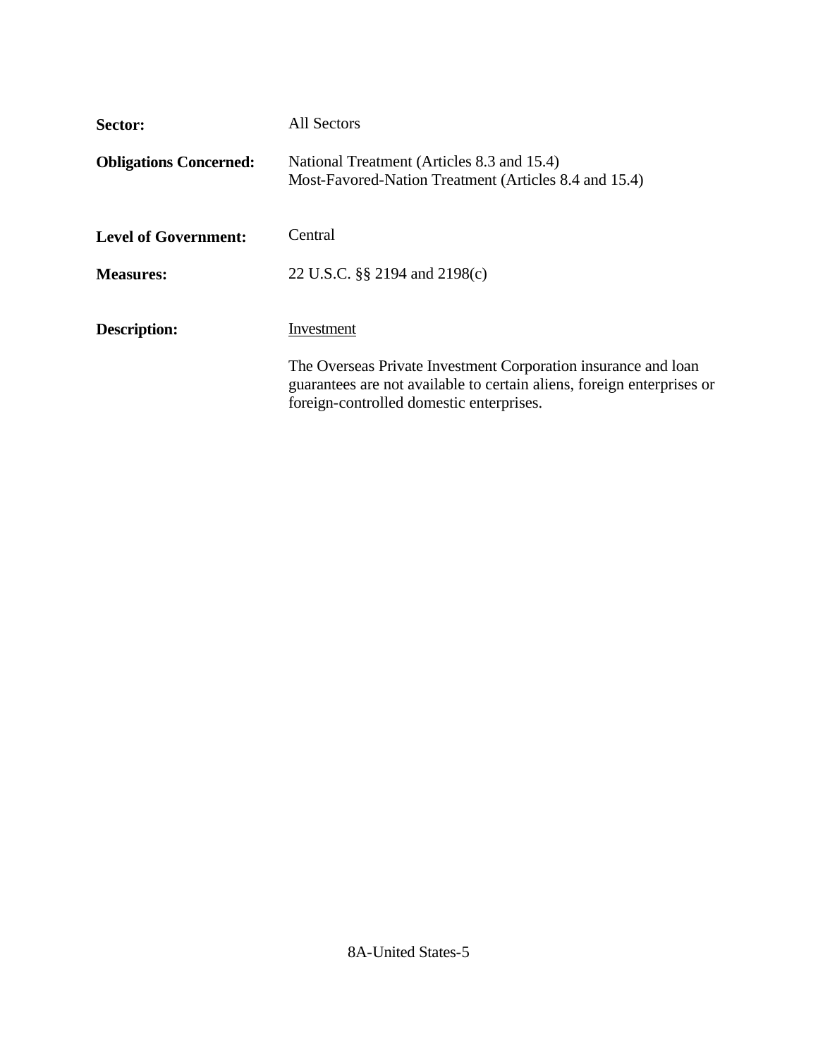**Sector:** All Sectors

**Obligations Concerned:** National Treatment (Articles 8.3 and 15.4)
Most-Favored-Nation Treatment (Articles 8.4 and 15.4)

**Level of Government:** Central

**Measures:** 22 U.S.C. §§ 2194 and 2198(c)

**Description:** Investment

The Overseas Private Investment Corporation insurance and loan guarantees are not available to certain aliens, foreign enterprises or foreign-controlled domestic enterprises.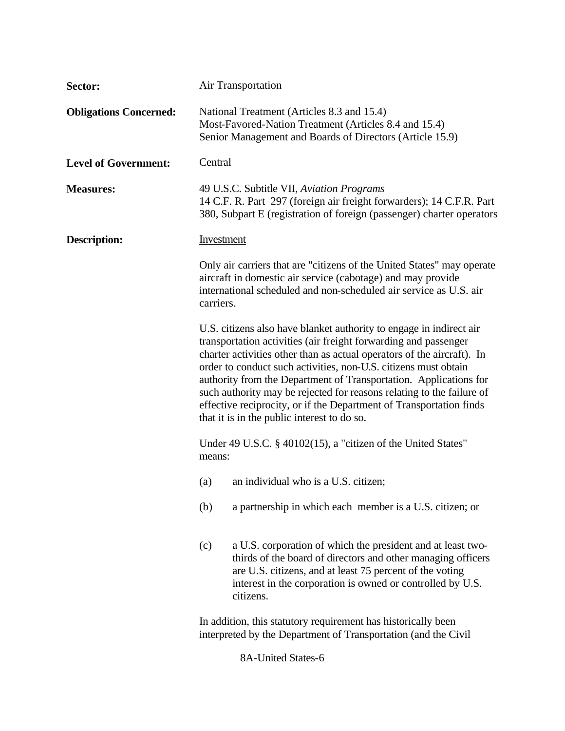**Sector:** Air Transportation

**Obligations Concerned:** National Treatment (Articles 8.3 and 15.4)
Most-Favored-Nation Treatment (Articles 8.4 and 15.4)
Senior Management and Boards of Directors (Article 15.9)

**Level of Government:** Central

**Measures:** 49 U.S.C. Subtitle VII, *Aviation Programs*
14 C.F. R. Part 297 (foreign air freight forwarders); 14 C.F.R. Part 380, Subpart E (registration of foreign (passenger) charter operators

**Description:** Investment

Only air carriers that are "citizens of the United States" may operate aircraft in domestic air service (cabotage) and may provide international scheduled and non-scheduled air service as U.S. air carriers.

U.S. citizens also have blanket authority to engage in indirect air transportation activities (air freight forwarding and passenger charter activities other than as actual operators of the aircraft). In order to conduct such activities, non-U.S. citizens must obtain authority from the Department of Transportation. Applications for such authority may be rejected for reasons relating to the failure of effective reciprocity, or if the Department of Transportation finds that it is in the public interest to do so.

Under 49 U.S.C. § 40102(15), a "citizen of the United States" means:

(a) an individual who is a U.S. citizen;

(b) a partnership in which each member is a U.S. citizen; or

(c) a U.S. corporation of which the president and at least two-thirds of the board of directors and other managing officers are U.S. citizens, and at least 75 percent of the voting interest in the corporation is owned or controlled by U.S. citizens.

In addition, this statutory requirement has historically been interpreted by the Department of Transportation (and the Civil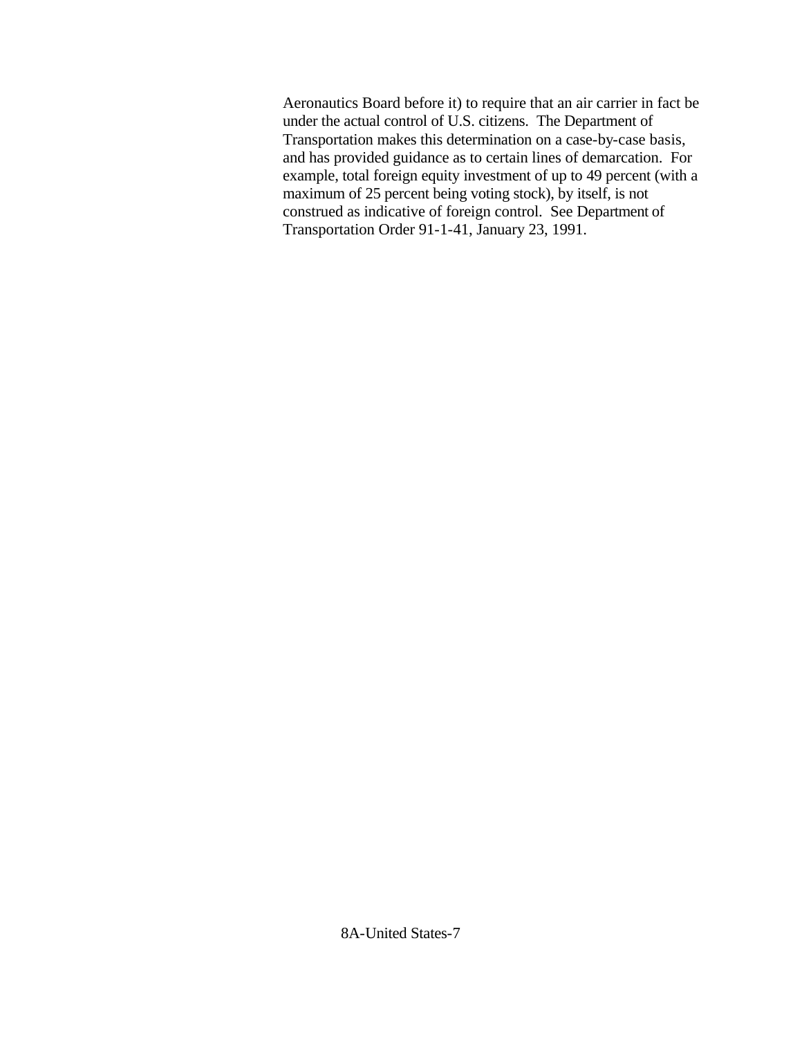Aeronautics Board before it) to require that an air carrier in fact be under the actual control of U.S. citizens. The Department of Transportation makes this determination on a case-by-case basis, and has provided guidance as to certain lines of demarcation. For example, total foreign equity investment of up to 49 percent (with a maximum of 25 percent being voting stock), by itself, is not construed as indicative of foreign control. See Department of Transportation Order 91-1-41, January 23, 1991.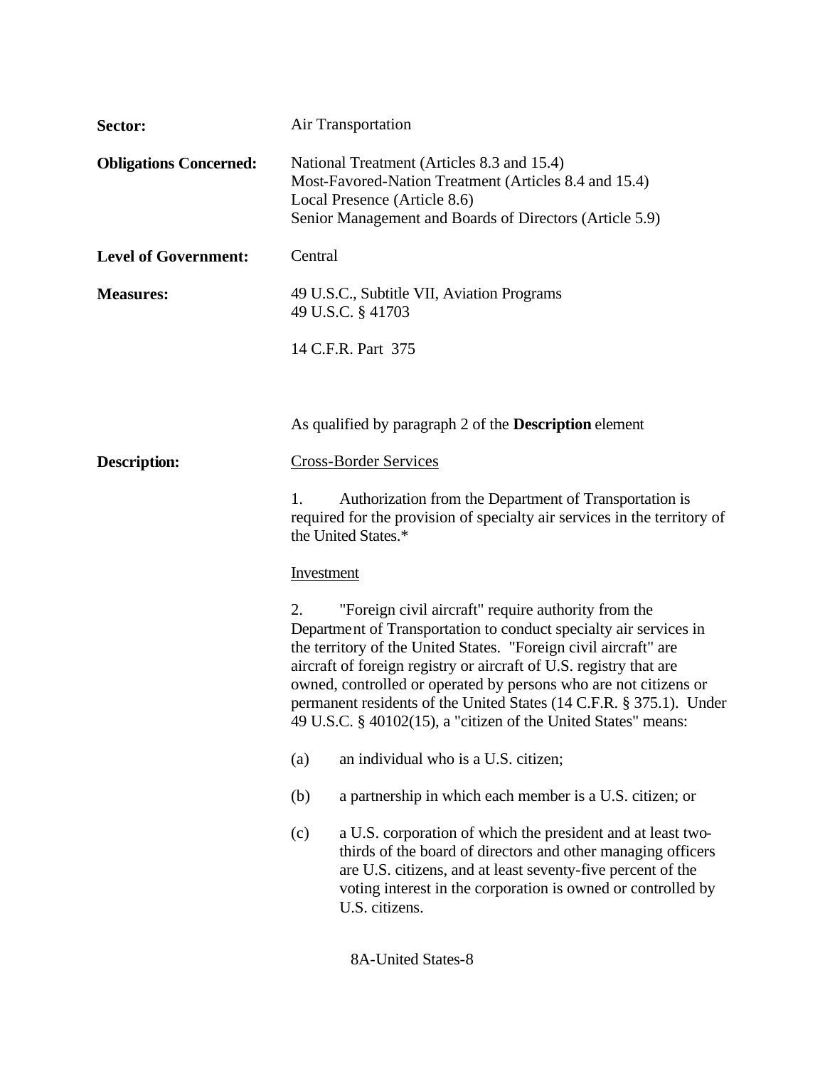**Sector:** Air Transportation

**Obligations Concerned:** National Treatment (Articles 8.3 and 15.4)
Most-Favored-Nation Treatment (Articles 8.4 and 15.4)
Local Presence (Article 8.6)
Senior Management and Boards of Directors (Article 5.9)

**Level of Government:** Central

**Measures:** 49 U.S.C., Subtitle VII, Aviation Programs
49 U.S.C. § 41703

14 C.F.R. Part 375

As qualified by paragraph 2 of the **Description** element

**Description:** Cross-Border Services

1. Authorization from the Department of Transportation is required for the provision of specialty air services in the territory of the United States.*

Investment

2. "Foreign civil aircraft" require authority from the Department of Transportation to conduct specialty air services in the territory of the United States. "Foreign civil aircraft" are aircraft of foreign registry or aircraft of U.S. registry that are owned, controlled or operated by persons who are not citizens or permanent residents of the United States (14 C.F.R. § 375.1). Under 49 U.S.C. § 40102(15), a "citizen of the United States" means:

(a) an individual who is a U.S. citizen;

(b) a partnership in which each member is a U.S. citizen; or

(c) a U.S. corporation of which the president and at least two-thirds of the board of directors and other managing officers are U.S. citizens, and at least seventy-five percent of the voting interest in the corporation is owned or controlled by U.S. citizens.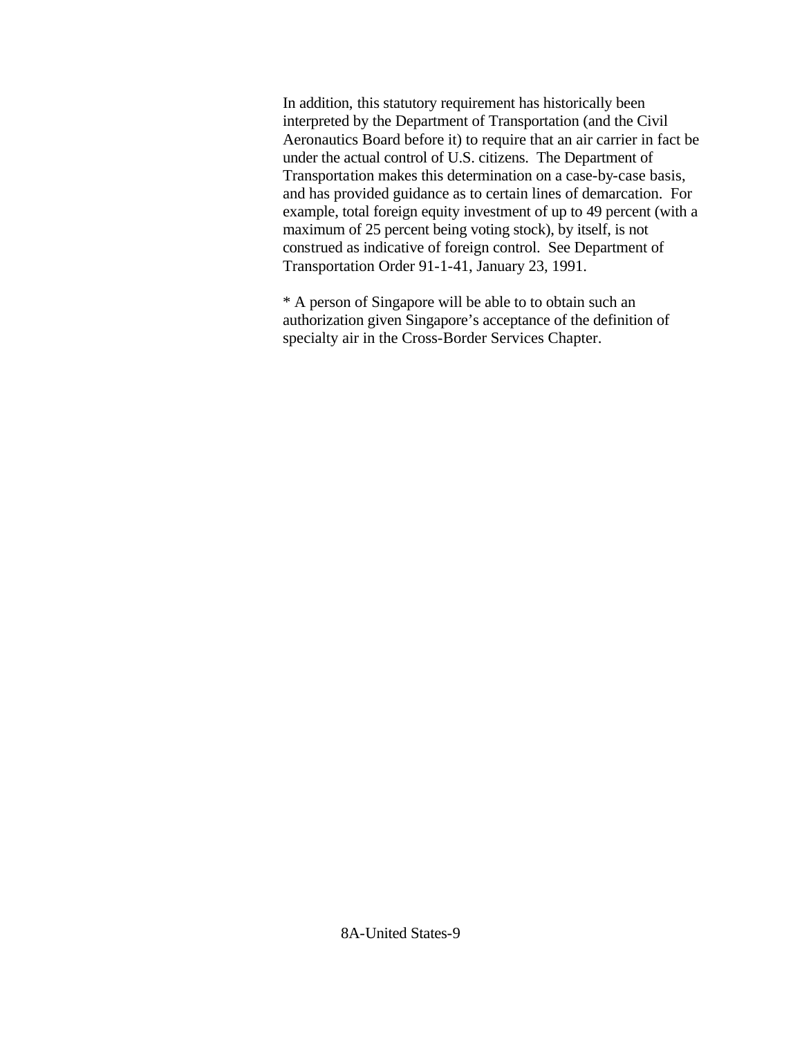In addition, this statutory requirement has historically been interpreted by the Department of Transportation (and the Civil Aeronautics Board before it) to require that an air carrier in fact be under the actual control of U.S. citizens. The Department of Transportation makes this determination on a case-by-case basis, and has provided guidance as to certain lines of demarcation. For example, total foreign equity investment of up to 49 percent (with a maximum of 25 percent being voting stock), by itself, is not construed as indicative of foreign control. See Department of Transportation Order 91-1-41, January 23, 1991.

* A person of Singapore will be able to to obtain such an authorization given Singapore's acceptance of the definition of specialty air in the Cross-Border Services Chapter.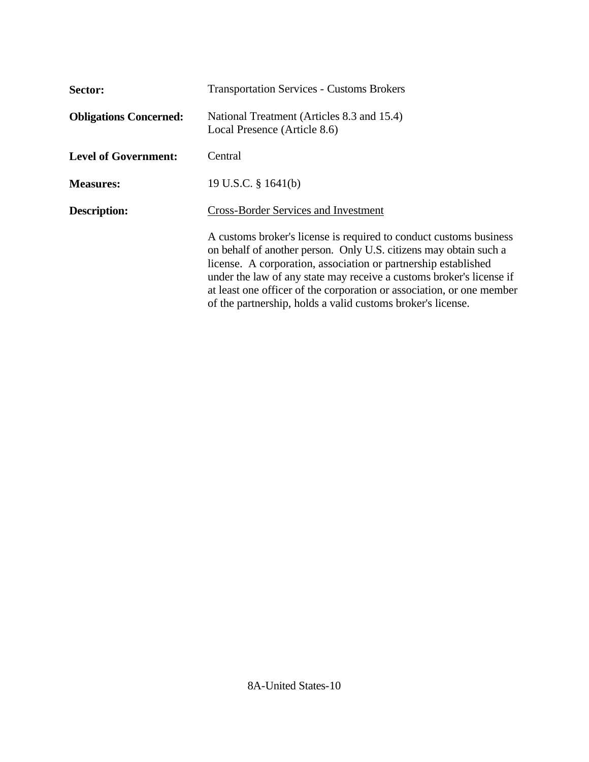**Sector:** Transportation Services - Customs Brokers

**Obligations Concerned:** National Treatment (Articles 8.3 and 15.4)
Local Presence (Article 8.6)

**Level of Government:** Central

**Measures:** 19 U.S.C. § 1641(b)

**Description:** <u>Cross-Border Services and Investment</u>

A customs broker's license is required to conduct customs business on behalf of another person. Only U.S. citizens may obtain such a license. A corporation, association or partnership established under the law of any state may receive a customs broker's license if at least one officer of the corporation or association, or one member of the partnership, holds a valid customs broker's license.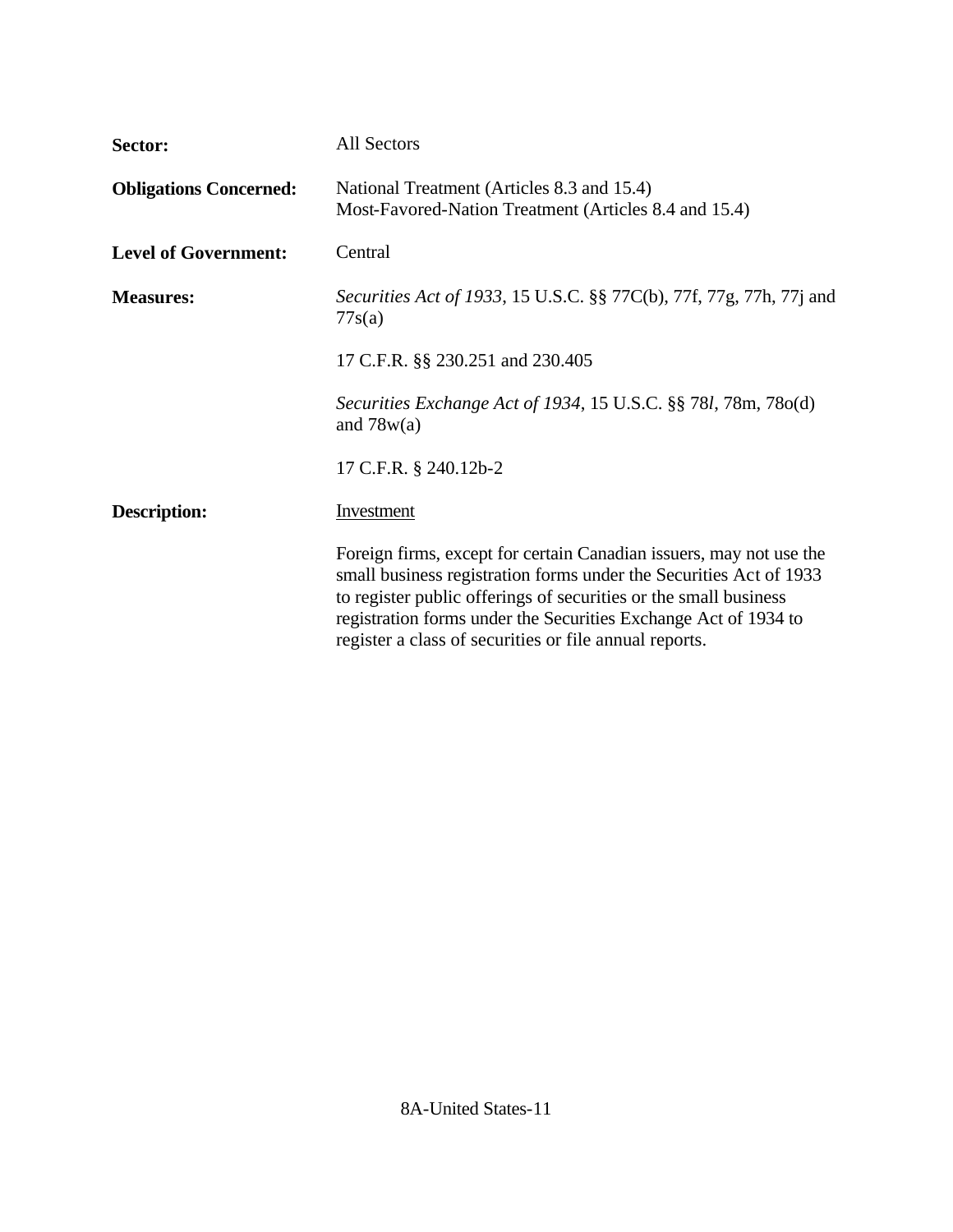| | |
|---|---|
| **Sector:** | All Sectors |
| **Obligations Concerned:** | National Treatment (Articles 8.3 and 15.4)<br>Most-Favored-Nation Treatment (Articles 8.4 and 15.4) |
| **Level of Government:** | Central |
| **Measures:** | *Securities Act of 1933*, 15 U.S.C. §§ 77C(b), 77f, 77g, 77h, 77j and 77s(a)<br><br>17 C.F.R. §§ 230.251 and 230.405<br><br>*Securities Exchange Act of 1934*, 15 U.S.C. §§ 78*l*, 78m, 78o(d) and 78w(a)<br><br>17 C.F.R. § 240.12b-2 |
| **Description:** | <u>Investment</u><br><br>Foreign firms, except for certain Canadian issuers, may not use the small business registration forms under the Securities Act of 1933 to register public offerings of securities or the small business registration forms under the Securities Exchange Act of 1934 to register a class of securities or file annual reports. |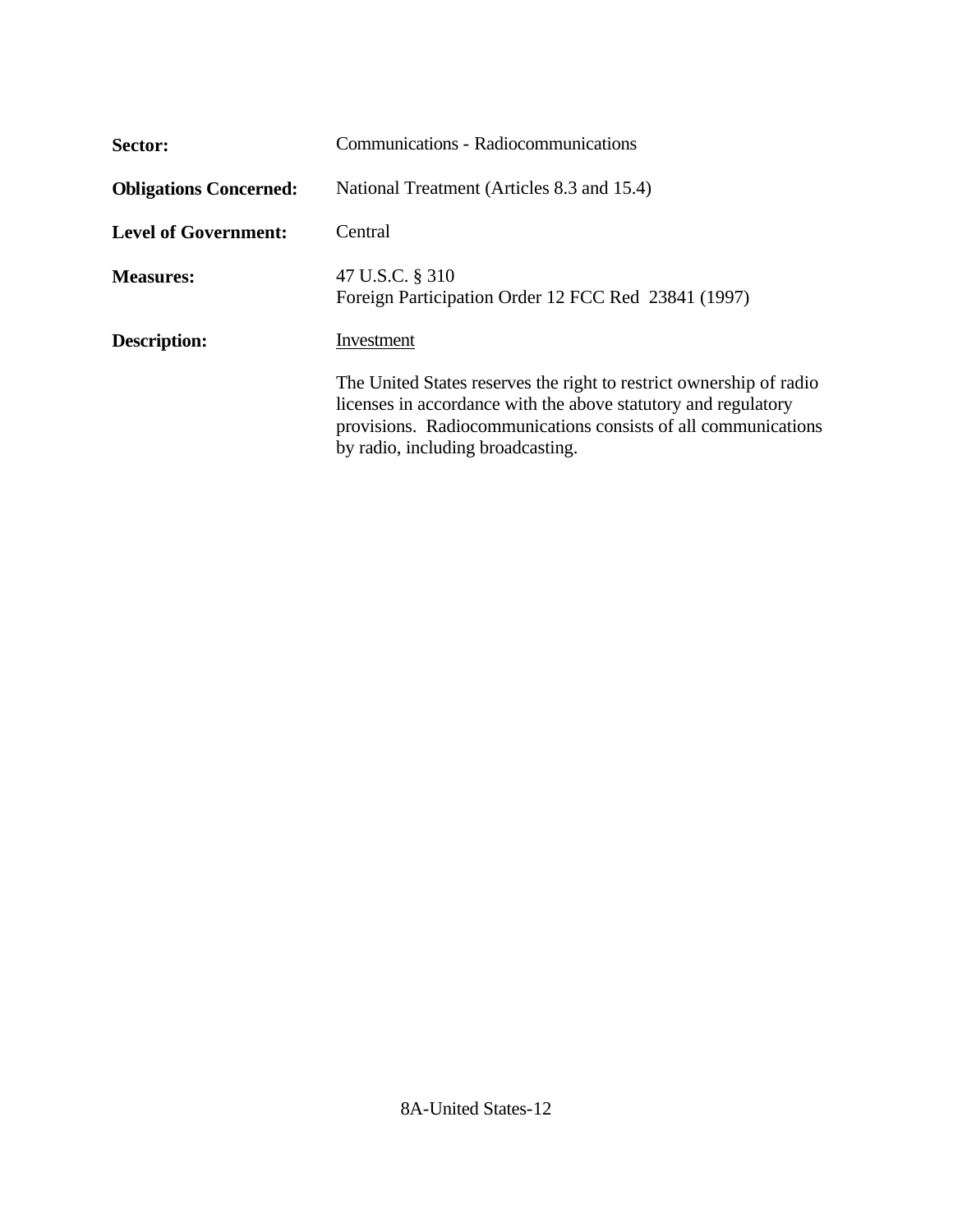**Sector:** Communications - Radiocommunications

**Obligations Concerned:** National Treatment (Articles 8.3 and 15.4)

**Level of Government:** Central

**Measures:** 47 U.S.C. § 310
Foreign Participation Order 12 FCC Red 23841 (1997)

**Description:** Investment

The United States reserves the right to restrict ownership of radio licenses in accordance with the above statutory and regulatory provisions. Radiocommunications consists of all communications by radio, including broadcasting.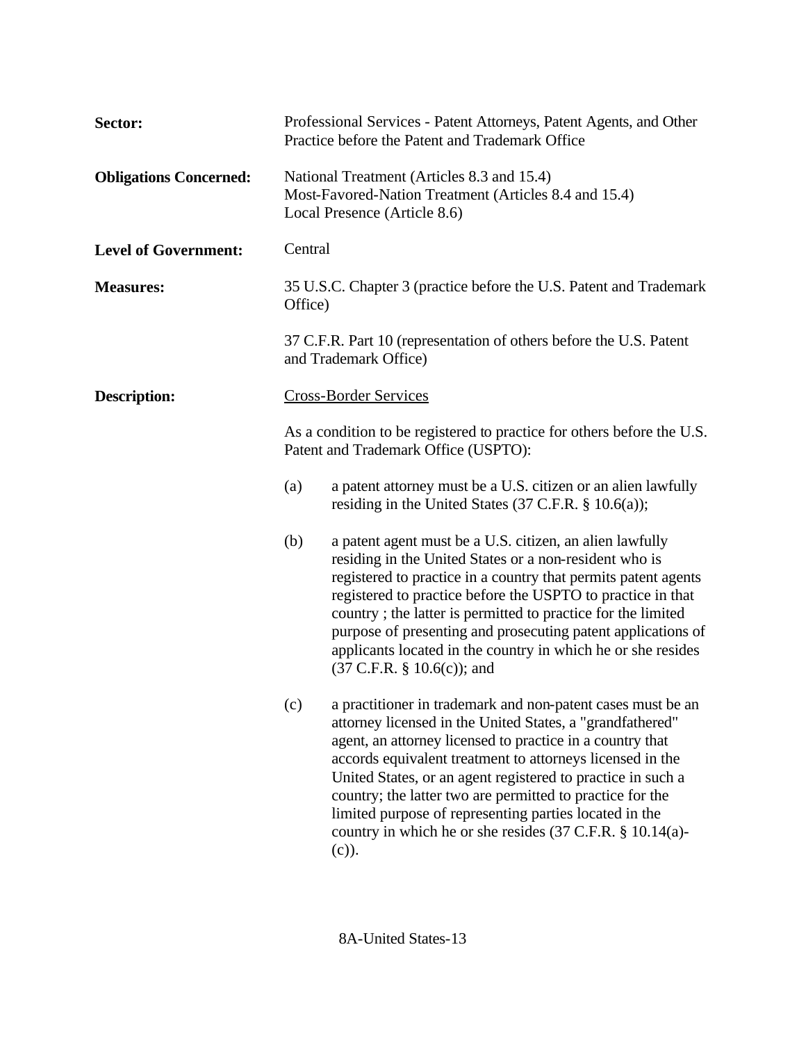**Sector:** Professional Services - Patent Attorneys, Patent Agents, and Other Practice before the Patent and Trademark Office

**Obligations Concerned:** National Treatment (Articles 8.3 and 15.4)
Most-Favored-Nation Treatment (Articles 8.4 and 15.4)
Local Presence (Article 8.6)

**Level of Government:** Central

**Measures:** 35 U.S.C. Chapter 3 (practice before the U.S. Patent and Trademark Office)

37 C.F.R. Part 10 (representation of others before the U.S. Patent and Trademark Office)

**Description:** Cross-Border Services

As a condition to be registered to practice for others before the U.S. Patent and Trademark Office (USPTO):

(a) a patent attorney must be a U.S. citizen or an alien lawfully residing in the United States (37 C.F.R. § 10.6(a));

(b) a patent agent must be a U.S. citizen, an alien lawfully residing in the United States or a non-resident who is registered to practice in a country that permits patent agents registered to practice before the USPTO to practice in that country ; the latter is permitted to practice for the limited purpose of presenting and prosecuting patent applications of applicants located in the country in which he or she resides (37 C.F.R. § 10.6(c)); and

(c) a practitioner in trademark and non-patent cases must be an attorney licensed in the United States, a "grandfathered" agent, an attorney licensed to practice in a country that accords equivalent treatment to attorneys licensed in the United States, or an agent registered to practice in such a country; the latter two are permitted to practice for the limited purpose of representing parties located in the country in which he or she resides (37 C.F.R. § 10.14(a)-(c)).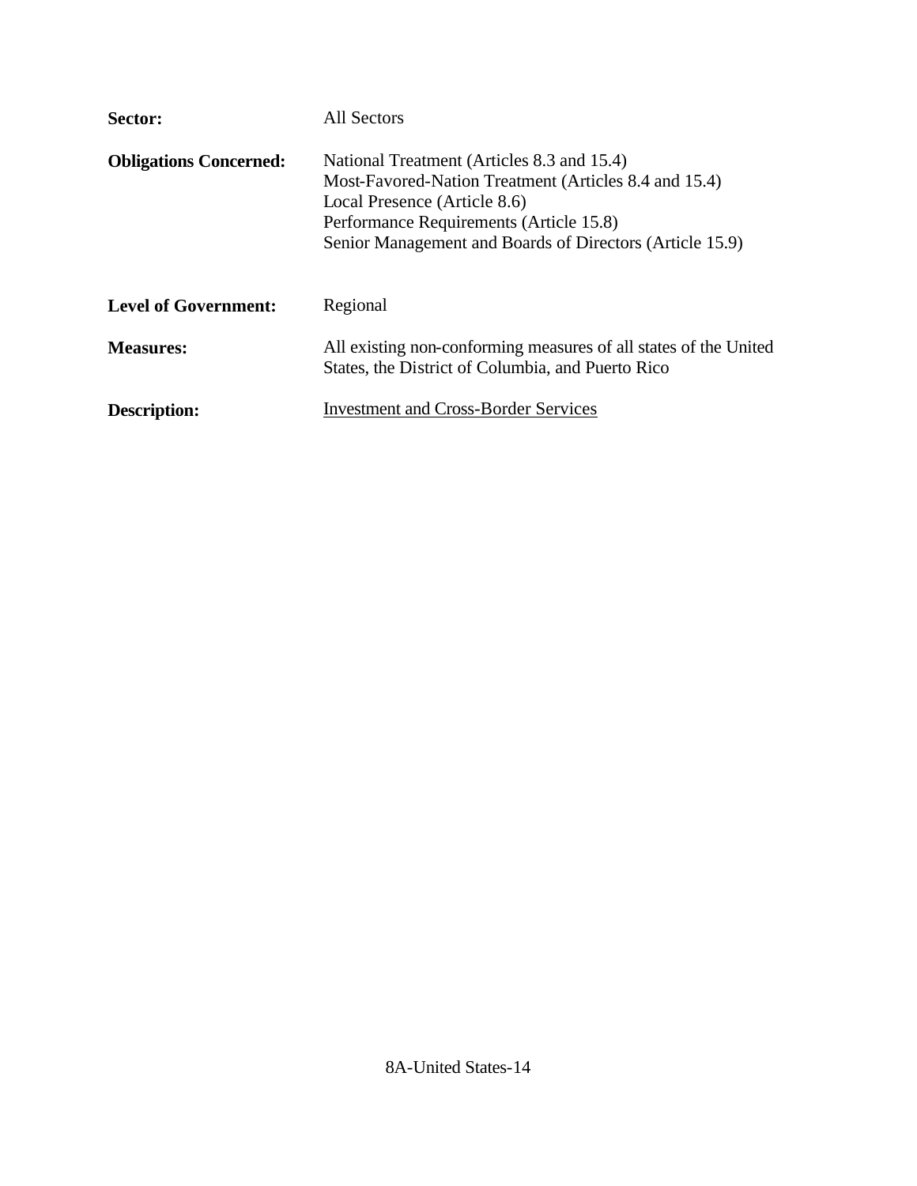**Sector:** All Sectors

**Obligations Concerned:** National Treatment (Articles 8.3 and 15.4)
Most-Favored-Nation Treatment (Articles 8.4 and 15.4)
Local Presence (Article 8.6)
Performance Requirements (Article 15.8)
Senior Management and Boards of Directors (Article 15.9)

**Level of Government:** Regional

**Measures:** All existing non-conforming measures of all states of the United States, the District of Columbia, and Puerto Rico

**Description:** <u>Investment and Cross-Border Services</u>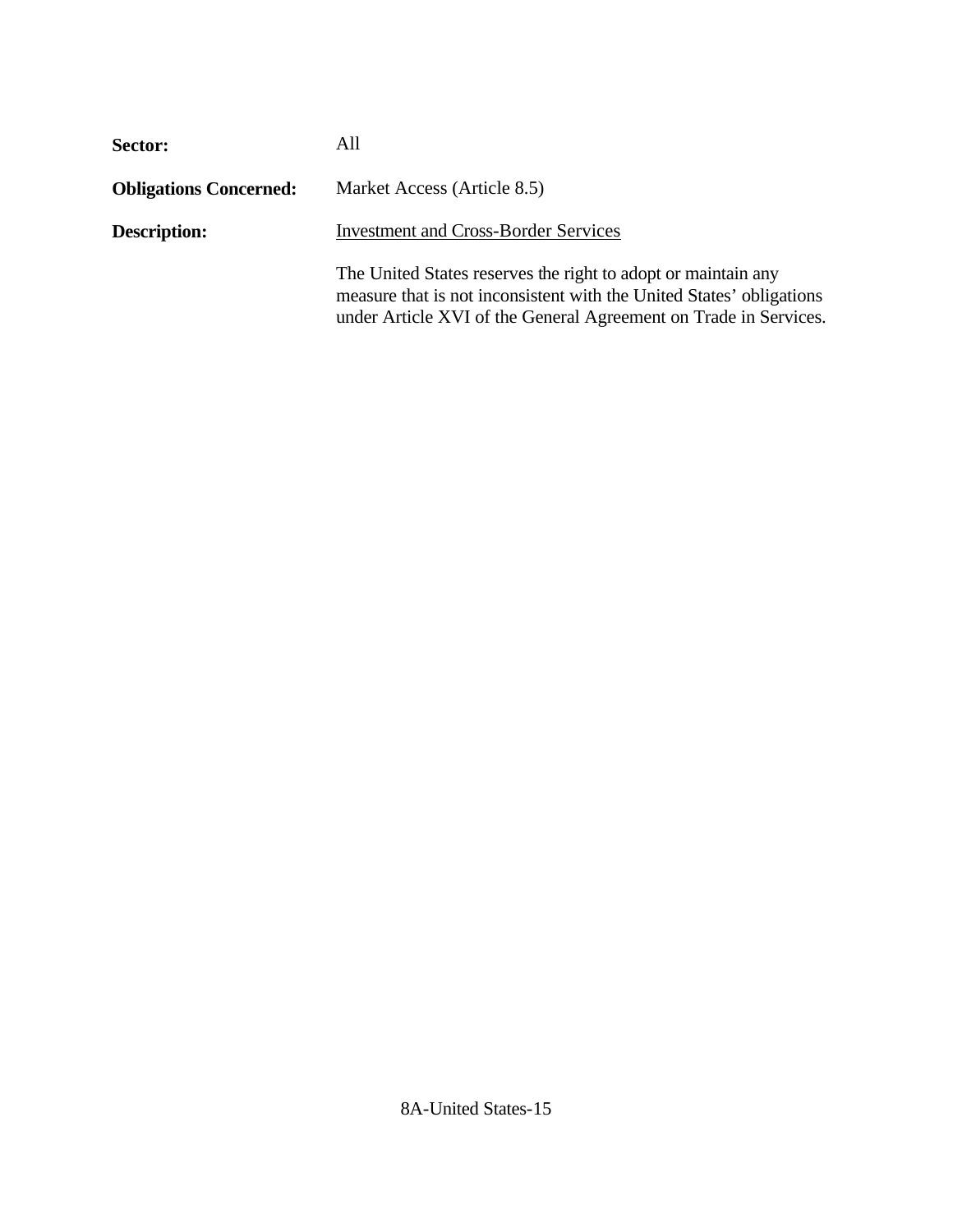**Sector:** All

**Obligations Concerned:** Market Access (Article 8.5)

**Description:** Investment and Cross-Border Services

The United States reserves the right to adopt or maintain any measure that is not inconsistent with the United States' obligations under Article XVI of the General Agreement on Trade in Services.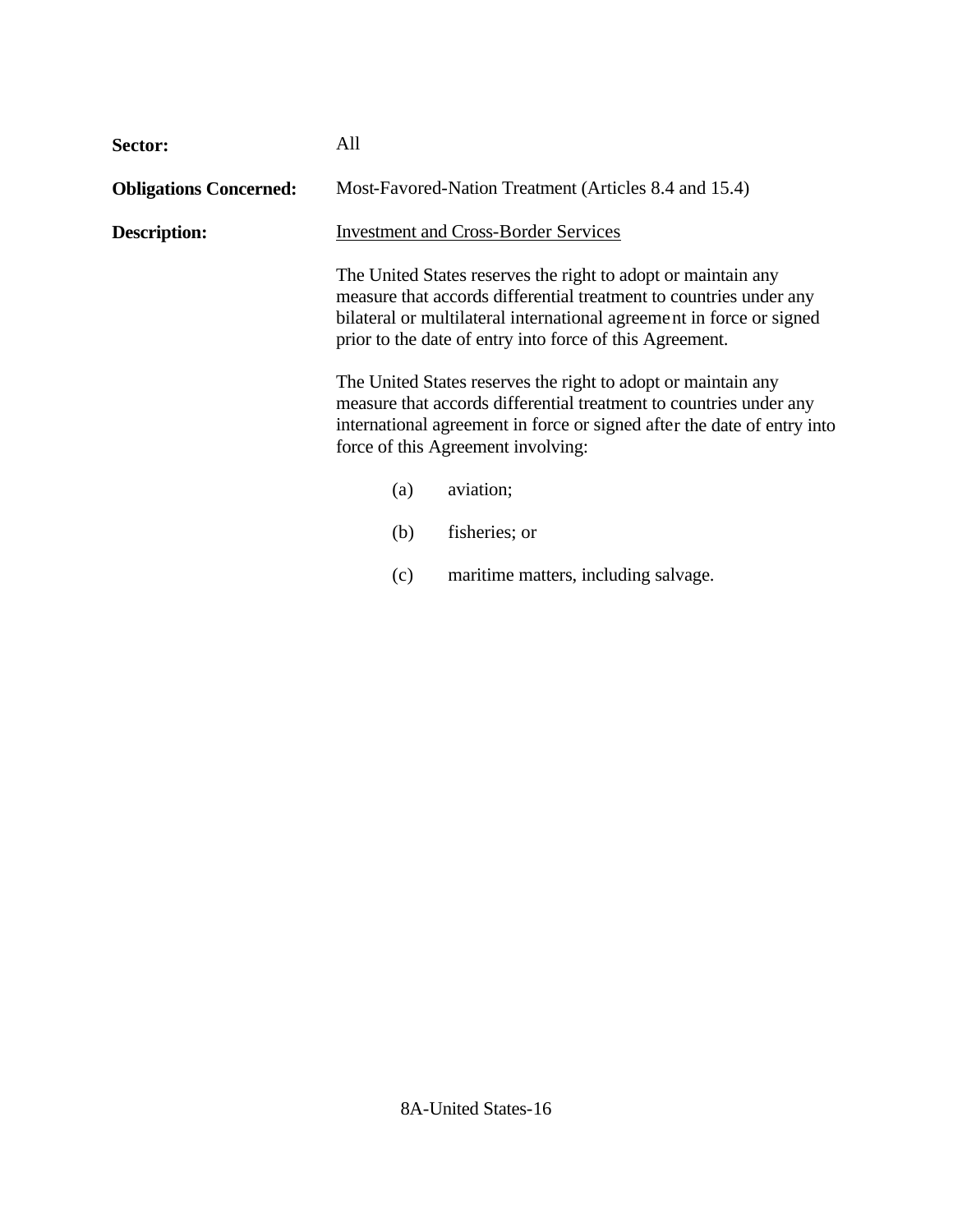**Sector:** All

**Obligations Concerned:** Most-Favored-Nation Treatment (Articles 8.4 and 15.4)

**Description:** <u>Investment and Cross-Border Services</u>

The United States reserves the right to adopt or maintain any measure that accords differential treatment to countries under any bilateral or multilateral international agreement in force or signed prior to the date of entry into force of this Agreement.

The United States reserves the right to adopt or maintain any measure that accords differential treatment to countries under any international agreement in force or signed after the date of entry into force of this Agreement involving:

(a) aviation;

(b) fisheries; or

(c) maritime matters, including salvage.